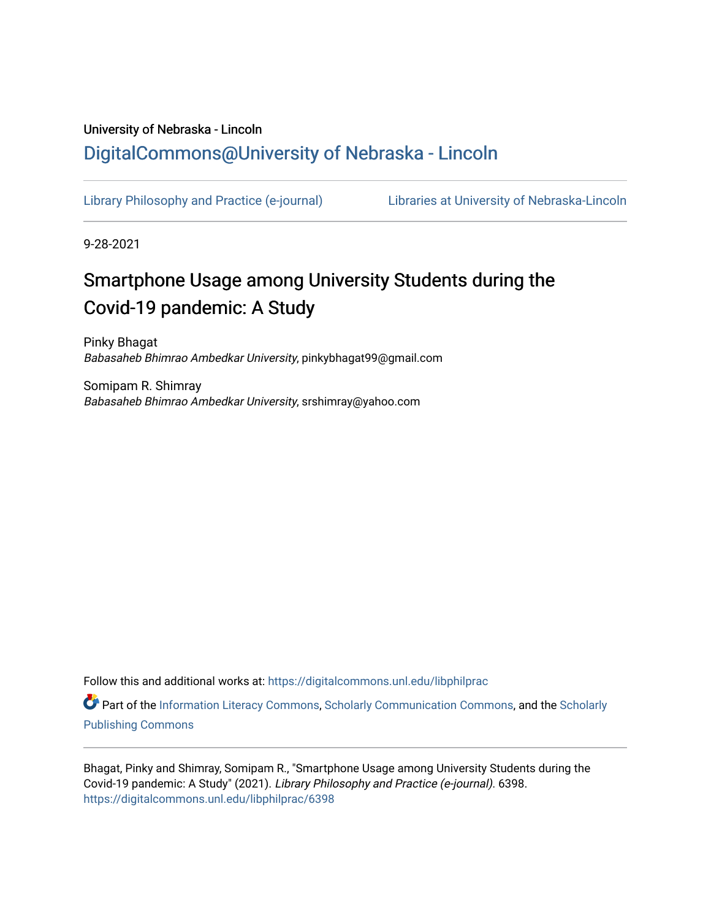University of Nebraska - Lincoln

## DigitalCommons@University of Nebraska - Lincoln

Library Philosophy and Practice (e-journal) | Libraries at University of Nebraska-Lincoln

9-28-2021

# Smartphone Usage among University Students during the Covid-19 pandemic: A Study

Pinky Bhagat
*Babasaheb Bhimrao Ambedkar University*, pinkybhagat99@gmail.com

Somipam R. Shimray
*Babasaheb Bhimrao Ambedkar University*, srshimray@yahoo.com

Follow this and additional works at: https://digitalcommons.unl.edu/libphilprac

Part of the Information Literacy Commons, Scholarly Communication Commons, and the Scholarly Publishing Commons

Bhagat, Pinky and Shimray, Somipam R., "Smartphone Usage among University Students during the Covid-19 pandemic: A Study" (2021). *Library Philosophy and Practice (e-journal)*. 6398.
https://digitalcommons.unl.edu/libphilprac/6398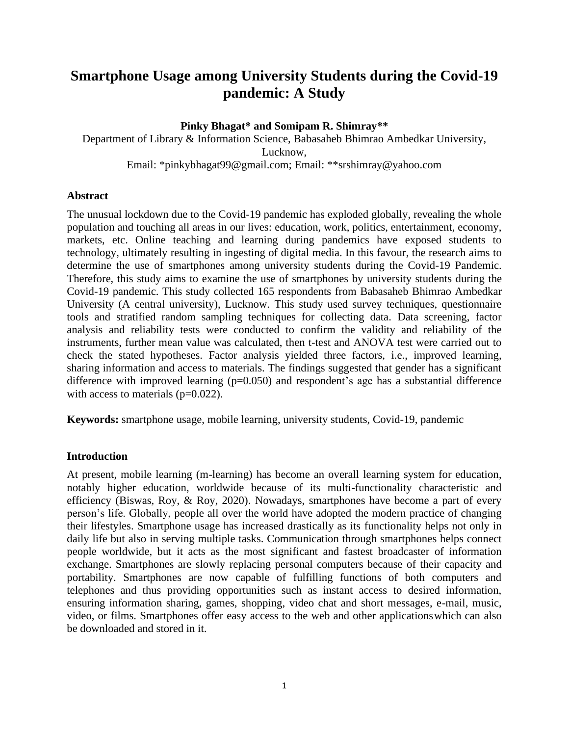# Smartphone Usage among University Students during the Covid-19 pandemic: A Study

**Pinky Bhagat\* and Somipam R. Shimray\*\***

Department of Library & Information Science, Babasaheb Bhimrao Ambedkar University, Lucknow,

Email: \*pinkybhagat99@gmail.com; Email: \*\*srshimray@yahoo.com

## Abstract

The unusual lockdown due to the Covid-19 pandemic has exploded globally, revealing the whole population and touching all areas in our lives: education, work, politics, entertainment, economy, markets, etc. Online teaching and learning during pandemics have exposed students to technology, ultimately resulting in ingesting of digital media. In this favour, the research aims to determine the use of smartphones among university students during the Covid-19 Pandemic. Therefore, this study aims to examine the use of smartphones by university students during the Covid-19 pandemic. This study collected 165 respondents from Babasaheb Bhimrao Ambedkar University (A central university), Lucknow. This study used survey techniques, questionnaire tools and stratified random sampling techniques for collecting data. Data screening, factor analysis and reliability tests were conducted to confirm the validity and reliability of the instruments, further mean value was calculated, then t-test and ANOVA test were carried out to check the stated hypotheses. Factor analysis yielded three factors, i.e., improved learning, sharing information and access to materials. The findings suggested that gender has a significant difference with improved learning ($p=0.050$) and respondent's age has a substantial difference with access to materials ($p=0.022$).

**Keywords:** smartphone usage, mobile learning, university students, Covid-19, pandemic

## Introduction

At present, mobile learning (m-learning) has become an overall learning system for education, notably higher education, worldwide because of its multi-functionality characteristic and efficiency (Biswas, Roy, & Roy, 2020). Nowadays, smartphones have become a part of every person's life. Globally, people all over the world have adopted the modern practice of changing their lifestyles. Smartphone usage has increased drastically as its functionality helps not only in daily life but also in serving multiple tasks. Communication through smartphones helps connect people worldwide, but it acts as the most significant and fastest broadcaster of information exchange. Smartphones are slowly replacing personal computers because of their capacity and portability. Smartphones are now capable of fulfilling functions of both computers and telephones and thus providing opportunities such as instant access to desired information, ensuring information sharing, games, shopping, video chat and short messages, e-mail, music, video, or films. Smartphones offer easy access to the web and other applicationswhich can also be downloaded and stored in it.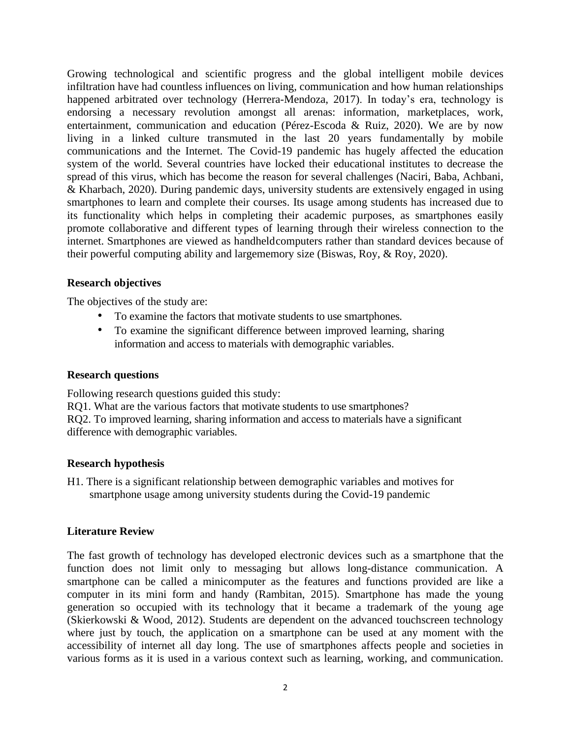Growing technological and scientific progress and the global intelligent mobile devices infiltration have had countless influences on living, communication and how human relationships happened arbitrated over technology (Herrera-Mendoza, 2017). In today's era, technology is endorsing a necessary revolution amongst all arenas: information, marketplaces, work, entertainment, communication and education (Pérez-Escoda & Ruiz, 2020). We are by now living in a linked culture transmuted in the last 20 years fundamentally by mobile communications and the Internet. The Covid-19 pandemic has hugely affected the education system of the world. Several countries have locked their educational institutes to decrease the spread of this virus, which has become the reason for several challenges (Naciri, Baba, Achbani, & Kharbach, 2020). During pandemic days, university students are extensively engaged in using smartphones to learn and complete their courses. Its usage among students has increased due to its functionality which helps in completing their academic purposes, as smartphones easily promote collaborative and different types of learning through their wireless connection to the internet. Smartphones are viewed as handheldcomputers rather than standard devices because of their powerful computing ability and largememory size (Biswas, Roy, & Roy, 2020).

**Research objectives**

The objectives of the study are:

- To examine the factors that motivate students to use smartphones.
- To examine the significant difference between improved learning, sharing information and access to materials with demographic variables.

**Research questions**

Following research questions guided this study:
RQ1. What are the various factors that motivate students to use smartphones?
RQ2. To improved learning, sharing information and access to materials have a significant difference with demographic variables.

**Research hypothesis**

H1. There is a significant relationship between demographic variables and motives for smartphone usage among university students during the Covid-19 pandemic

**Literature Review**

The fast growth of technology has developed electronic devices such as a smartphone that the function does not limit only to messaging but allows long-distance communication. A smartphone can be called a minicomputer as the features and functions provided are like a computer in its mini form and handy (Rambitan, 2015). Smartphone has made the young generation so occupied with its technology that it became a trademark of the young age (Skierkowski & Wood, 2012). Students are dependent on the advanced touchscreen technology where just by touch, the application on a smartphone can be used at any moment with the accessibility of internet all day long. The use of smartphones affects people and societies in various forms as it is used in a various context such as learning, working, and communication.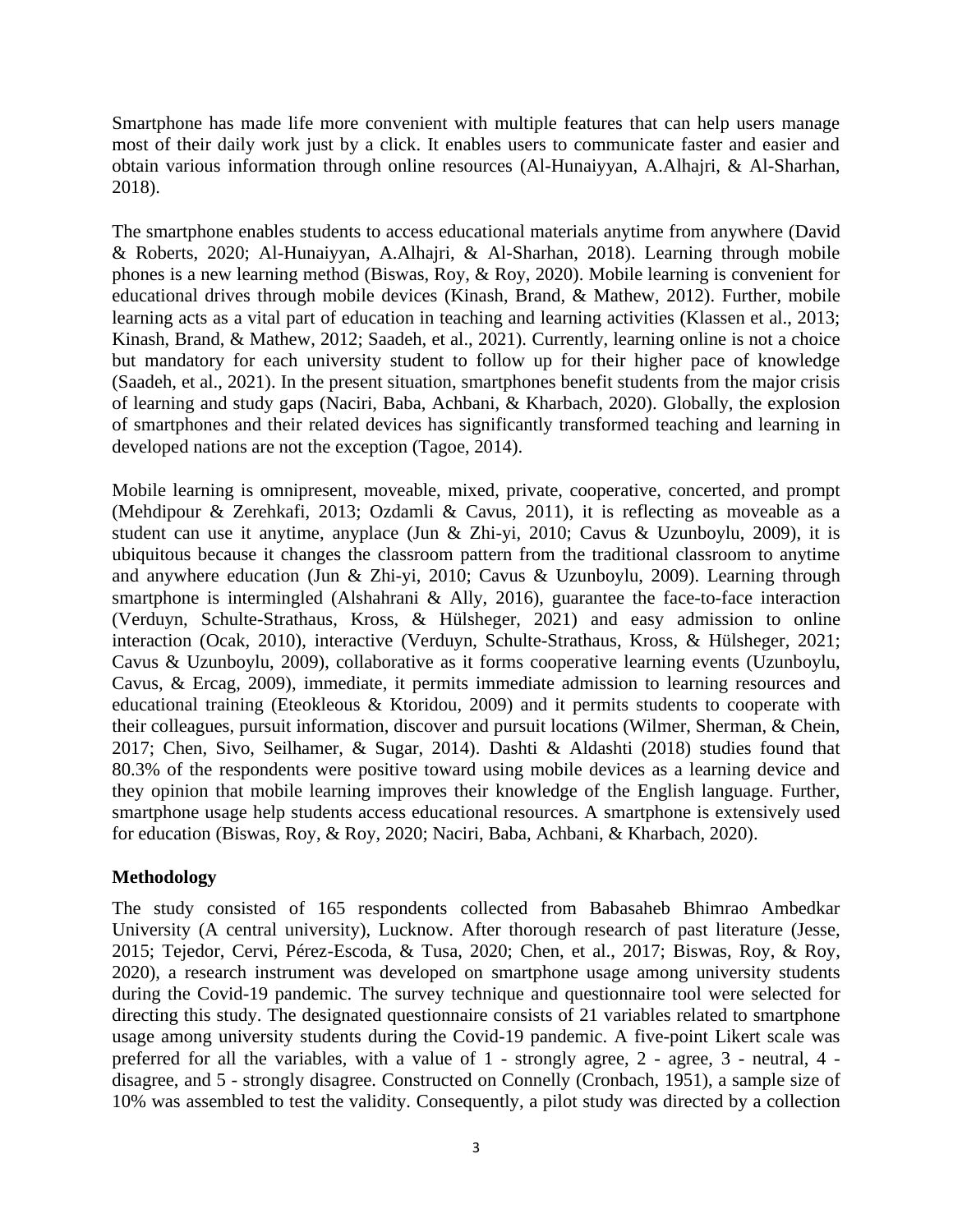Smartphone has made life more convenient with multiple features that can help users manage most of their daily work just by a click. It enables users to communicate faster and easier and obtain various information through online resources (Al-Hunaiyyan, A.Alhajri, & Al-Sharhan, 2018).

The smartphone enables students to access educational materials anytime from anywhere (David & Roberts, 2020; Al-Hunaiyyan, A.Alhajri, & Al-Sharhan, 2018). Learning through mobile phones is a new learning method (Biswas, Roy, & Roy, 2020). Mobile learning is convenient for educational drives through mobile devices (Kinash, Brand, & Mathew, 2012). Further, mobile learning acts as a vital part of education in teaching and learning activities (Klassen et al., 2013; Kinash, Brand, & Mathew, 2012; Saadeh, et al., 2021). Currently, learning online is not a choice but mandatory for each university student to follow up for their higher pace of knowledge (Saadeh, et al., 2021). In the present situation, smartphones benefit students from the major crisis of learning and study gaps (Naciri, Baba, Achbani, & Kharbach, 2020). Globally, the explosion of smartphones and their related devices has significantly transformed teaching and learning in developed nations are not the exception (Tagoe, 2014).

Mobile learning is omnipresent, moveable, mixed, private, cooperative, concerted, and prompt (Mehdipour & Zerehkafi, 2013; Ozdamli & Cavus, 2011), it is reflecting as moveable as a student can use it anytime, anyplace (Jun & Zhi-yi, 2010; Cavus & Uzunboylu, 2009), it is ubiquitous because it changes the classroom pattern from the traditional classroom to anytime and anywhere education (Jun & Zhi-yi, 2010; Cavus & Uzunboylu, 2009). Learning through smartphone is intermingled (Alshahrani & Ally, 2016), guarantee the face-to-face interaction (Verduyn, Schulte-Strathaus, Kross, & Hülsheger, 2021) and easy admission to online interaction (Ocak, 2010), interactive (Verduyn, Schulte-Strathaus, Kross, & Hülsheger, 2021; Cavus & Uzunboylu, 2009), collaborative as it forms cooperative learning events (Uzunboylu, Cavus, & Ercag, 2009), immediate, it permits immediate admission to learning resources and educational training (Eteokleous & Ktoridou, 2009) and it permits students to cooperate with their colleagues, pursuit information, discover and pursuit locations (Wilmer, Sherman, & Chein, 2017; Chen, Sivo, Seilhamer, & Sugar, 2014). Dashti & Aldashti (2018) studies found that 80.3% of the respondents were positive toward using mobile devices as a learning device and they opinion that mobile learning improves their knowledge of the English language. Further, smartphone usage help students access educational resources. A smartphone is extensively used for education (Biswas, Roy, & Roy, 2020; Naciri, Baba, Achbani, & Kharbach, 2020).

## Methodology

The study consisted of 165 respondents collected from Babasaheb Bhimrao Ambedkar University (A central university), Lucknow. After thorough research of past literature (Jesse, 2015; Tejedor, Cervi, Pérez-Escoda, & Tusa, 2020; Chen, et al., 2017; Biswas, Roy, & Roy, 2020), a research instrument was developed on smartphone usage among university students during the Covid-19 pandemic. The survey technique and questionnaire tool were selected for directing this study. The designated questionnaire consists of 21 variables related to smartphone usage among university students during the Covid-19 pandemic. A five-point Likert scale was preferred for all the variables, with a value of 1 - strongly agree, 2 - agree, 3 - neutral, 4 - disagree, and 5 - strongly disagree. Constructed on Connelly (Cronbach, 1951), a sample size of 10% was assembled to test the validity. Consequently, a pilot study was directed by a collection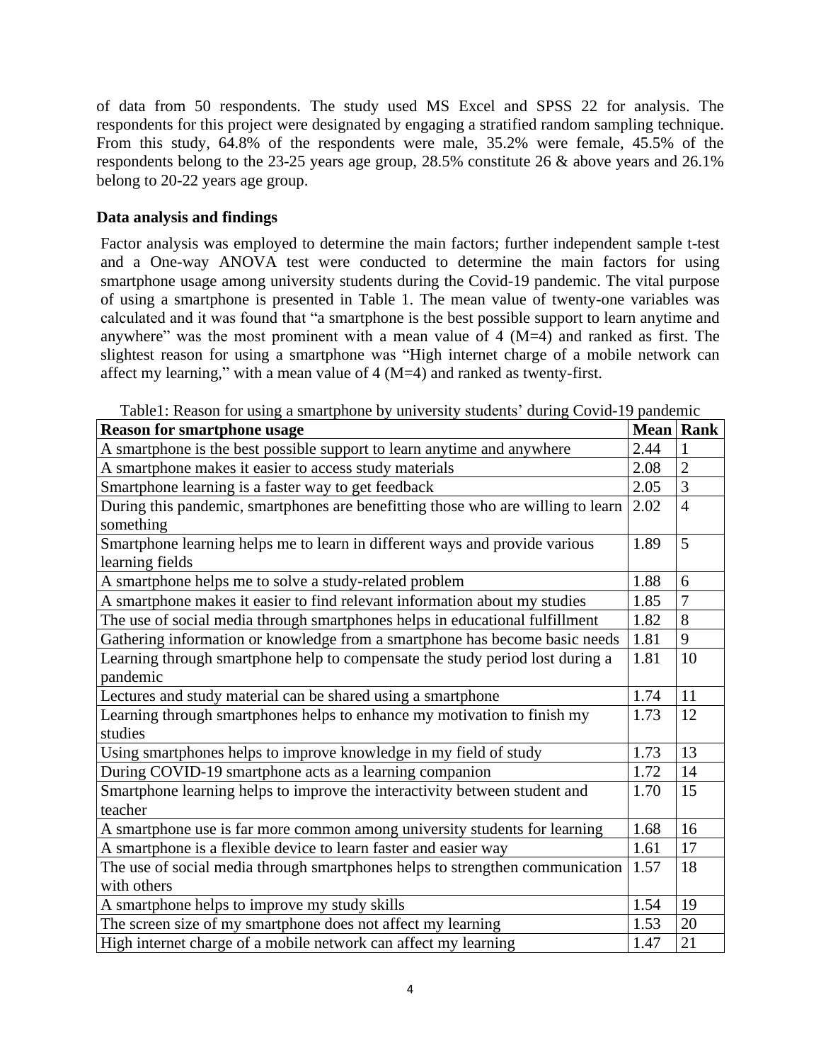of data from 50 respondents. The study used MS Excel and SPSS 22 for analysis. The respondents for this project were designated by engaging a stratified random sampling technique. From this study, 64.8% of the respondents were male, 35.2% were female, 45.5% of the respondents belong to the 23-25 years age group, 28.5% constitute 26 & above years and 26.1% belong to 20-22 years age group.

### Data analysis and findings

Factor analysis was employed to determine the main factors; further independent sample t-test and a One-way ANOVA test were conducted to determine the main factors for using smartphone usage among university students during the Covid-19 pandemic. The vital purpose of using a smartphone is presented in Table 1. The mean value of twenty-one variables was calculated and it was found that "a smartphone is the best possible support to learn anytime and anywhere" was the most prominent with a mean value of 4 (M=4) and ranked as first. The slightest reason for using a smartphone was "High internet charge of a mobile network can affect my learning," with a mean value of 4 (M=4) and ranked as twenty-first.

Table1: Reason for using a smartphone by university students' during Covid-19 pandemic

| Reason for smartphone usage | Mean | Rank |
|---|---|---|
| A smartphone is the best possible support to learn anytime and anywhere | 2.44 | 1 |
| A smartphone makes it easier to access study materials | 2.08 | 2 |
| Smartphone learning is a faster way to get feedback | 2.05 | 3 |
| During this pandemic, smartphones are benefitting those who are willing to learn something | 2.02 | 4 |
| Smartphone learning helps me to learn in different ways and provide various learning fields | 1.89 | 5 |
| A smartphone helps me to solve a study-related problem | 1.88 | 6 |
| A smartphone makes it easier to find relevant information about my studies | 1.85 | 7 |
| The use of social media through smartphones helps in educational fulfillment | 1.82 | 8 |
| Gathering information or knowledge from a smartphone has become basic needs | 1.81 | 9 |
| Learning through smartphone help to compensate the study period lost during a pandemic | 1.81 | 10 |
| Lectures and study material can be shared using a smartphone | 1.74 | 11 |
| Learning through smartphones helps to enhance my motivation to finish my studies | 1.73 | 12 |
| Using smartphones helps to improve knowledge in my field of study | 1.73 | 13 |
| During COVID-19 smartphone acts as a learning companion | 1.72 | 14 |
| Smartphone learning helps to improve the interactivity between student and teacher | 1.70 | 15 |
| A smartphone use is far more common among university students for learning | 1.68 | 16 |
| A smartphone is a flexible device to learn faster and easier way | 1.61 | 17 |
| The use of social media through smartphones helps to strengthen communication with others | 1.57 | 18 |
| A smartphone helps to improve my study skills | 1.54 | 19 |
| The screen size of my smartphone does not affect my learning | 1.53 | 20 |
| High internet charge of a mobile network can affect my learning | 1.47 | 21 |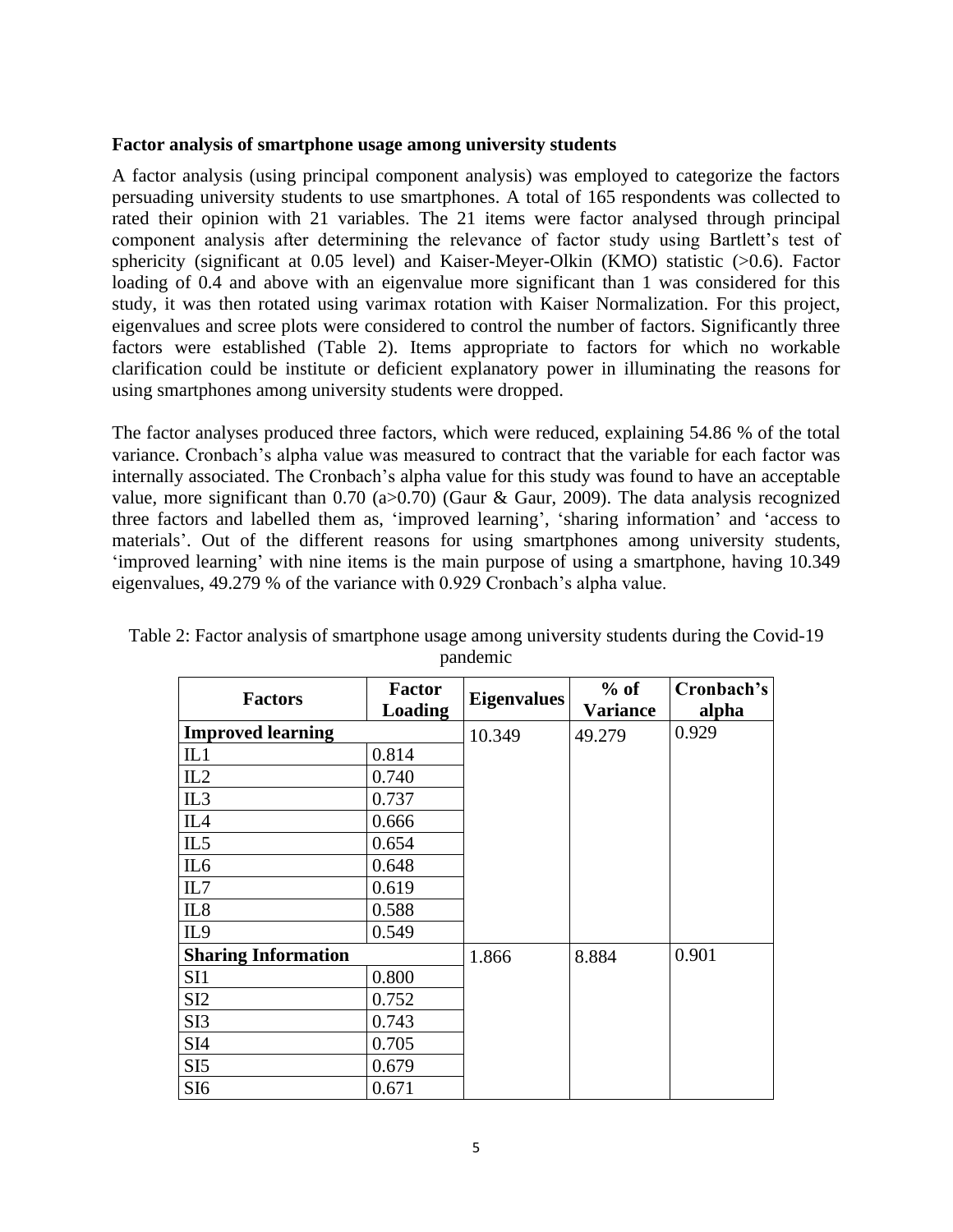### Factor analysis of smartphone usage among university students

A factor analysis (using principal component analysis) was employed to categorize the factors persuading university students to use smartphones. A total of 165 respondents was collected to rated their opinion with 21 variables. The 21 items were factor analysed through principal component analysis after determining the relevance of factor study using Bartlett's test of sphericity (significant at 0.05 level) and Kaiser-Meyer-Olkin (KMO) statistic (>0.6). Factor loading of 0.4 and above with an eigenvalue more significant than 1 was considered for this study, it was then rotated using varimax rotation with Kaiser Normalization. For this project, eigenvalues and scree plots were considered to control the number of factors. Significantly three factors were established (Table 2). Items appropriate to factors for which no workable clarification could be institute or deficient explanatory power in illuminating the reasons for using smartphones among university students were dropped.

The factor analyses produced three factors, which were reduced, explaining 54.86 % of the total variance. Cronbach's alpha value was measured to contract that the variable for each factor was internally associated. The Cronbach's alpha value for this study was found to have an acceptable value, more significant than 0.70 (a>0.70) (Gaur & Gaur, 2009). The data analysis recognized three factors and labelled them as, 'improved learning', 'sharing information' and 'access to materials'. Out of the different reasons for using smartphones among university students, 'improved learning' with nine items is the main purpose of using a smartphone, having 10.349 eigenvalues, 49.279 % of the variance with 0.929 Cronbach's alpha value.

Table 2: Factor analysis of smartphone usage among university students during the Covid-19 pandemic

| Factors | Factor Loading | Eigenvalues | % of Variance | Cronbach's alpha |
|---|---|---|---|---|
| **Improved learning** | | 10.349 | 49.279 | 0.929 |
| IL1 | 0.814 | | | |
| IL2 | 0.740 | | | |
| IL3 | 0.737 | | | |
| IL4 | 0.666 | | | |
| IL5 | 0.654 | | | |
| IL6 | 0.648 | | | |
| IL7 | 0.619 | | | |
| IL8 | 0.588 | | | |
| IL9 | 0.549 | | | |
| **Sharing Information** | | 1.866 | 8.884 | 0.901 |
| SI1 | 0.800 | | | |
| SI2 | 0.752 | | | |
| SI3 | 0.743 | | | |
| SI4 | 0.705 | | | |
| SI5 | 0.679 | | | |
| SI6 | 0.671 | | | |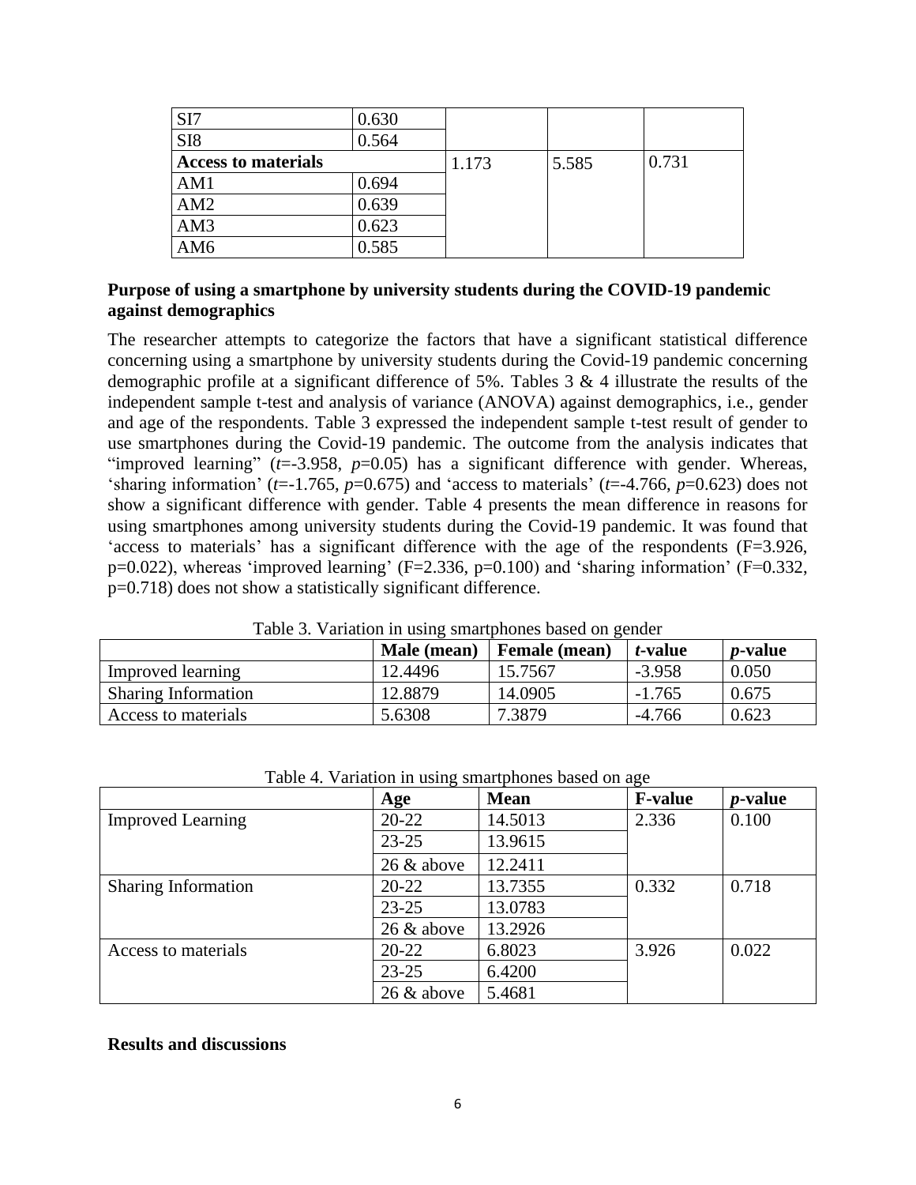| | | | | |
|---|---|---|---|---|
| SI7 | 0.630 | | | |
| SI8 | 0.564 | | | |
| **Access to materials** | | 1.173 | 5.585 | 0.731 |
| AM1 | 0.694 | | | |
| AM2 | 0.639 | | | |
| AM3 | 0.623 | | | |
| AM6 | 0.585 | | | |

**Purpose of using a smartphone by university students during the COVID-19 pandemic against demographics**

The researcher attempts to categorize the factors that have a significant statistical difference concerning using a smartphone by university students during the Covid-19 pandemic concerning demographic profile at a significant difference of 5%. Tables 3 & 4 illustrate the results of the independent sample t-test and analysis of variance (ANOVA) against demographics, i.e., gender and age of the respondents. Table 3 expressed the independent sample t-test result of gender to use smartphones during the Covid-19 pandemic. The outcome from the analysis indicates that "improved learning" ($t$=-3.958, $p$=0.05) has a significant difference with gender. Whereas, 'sharing information' ($t$=-1.765, $p$=0.675) and 'access to materials' ($t$=-4.766, $p$=0.623) does not show a significant difference with gender. Table 4 presents the mean difference in reasons for using smartphones among university students during the Covid-19 pandemic. It was found that 'access to materials' has a significant difference with the age of the respondents (F=3.926, p=0.022), whereas 'improved learning' (F=2.336, p=0.100) and 'sharing information' (F=0.332, p=0.718) does not show a statistically significant difference.

Table 3. Variation in using smartphones based on gender

| | Male (mean) | Female (mean) | *t*-value | *p*-value |
|---|---|---|---|---|
| Improved learning | 12.4496 | 15.7567 | -3.958 | 0.050 |
| Sharing Information | 12.8879 | 14.0905 | -1.765 | 0.675 |
| Access to materials | 5.6308 | 7.3879 | -4.766 | 0.623 |

Table 4. Variation in using smartphones based on age

| | Age | Mean | F-value | *p*-value |
|---|---|---|---|---|
| Improved Learning | 20-22 | 14.5013 | 2.336 | 0.100 |
| | 23-25 | 13.9615 | | |
| | 26 & above | 12.2411 | | |
| Sharing Information | 20-22 | 13.7355 | 0.332 | 0.718 |
| | 23-25 | 13.0783 | | |
| | 26 & above | 13.2926 | | |
| Access to materials | 20-22 | 6.8023 | 3.926 | 0.022 |
| | 23-25 | 6.4200 | | |
| | 26 & above | 5.4681 | | |

**Results and discussions**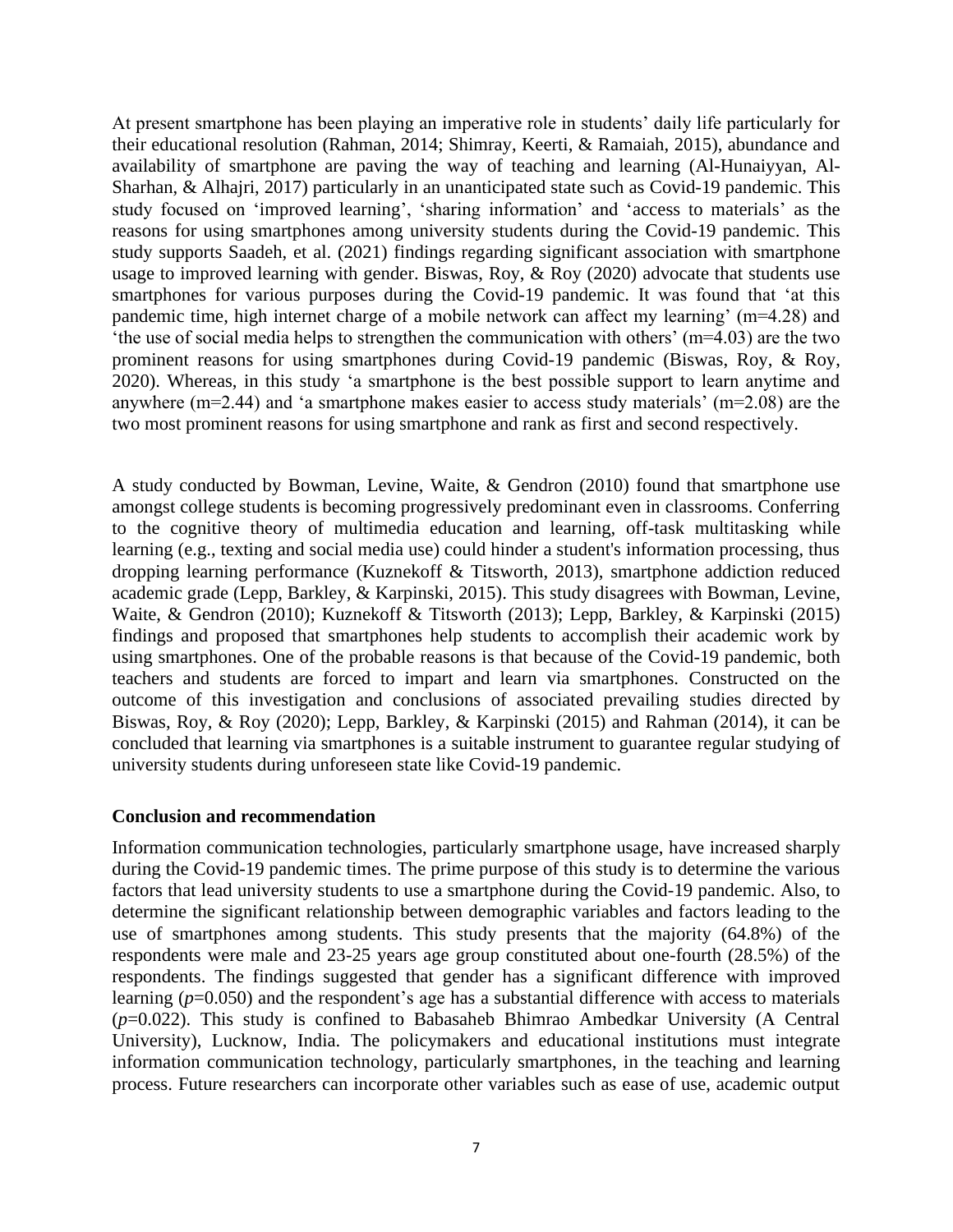At present smartphone has been playing an imperative role in students' daily life particularly for their educational resolution (Rahman, 2014; Shimray, Keerti, & Ramaiah, 2015), abundance and availability of smartphone are paving the way of teaching and learning (Al-Hunaiyyan, Al-Sharhan, & Alhajri, 2017) particularly in an unanticipated state such as Covid-19 pandemic. This study focused on 'improved learning', 'sharing information' and 'access to materials' as the reasons for using smartphones among university students during the Covid-19 pandemic. This study supports Saadeh, et al. (2021) findings regarding significant association with smartphone usage to improved learning with gender. Biswas, Roy, & Roy (2020) advocate that students use smartphones for various purposes during the Covid-19 pandemic. It was found that 'at this pandemic time, high internet charge of a mobile network can affect my learning' (m=4.28) and 'the use of social media helps to strengthen the communication with others' (m=4.03) are the two prominent reasons for using smartphones during Covid-19 pandemic (Biswas, Roy, & Roy, 2020). Whereas, in this study 'a smartphone is the best possible support to learn anytime and anywhere (m=2.44) and 'a smartphone makes easier to access study materials' (m=2.08) are the two most prominent reasons for using smartphone and rank as first and second respectively.

A study conducted by Bowman, Levine, Waite, & Gendron (2010) found that smartphone use amongst college students is becoming progressively predominant even in classrooms. Conferring to the cognitive theory of multimedia education and learning, off-task multitasking while learning (e.g., texting and social media use) could hinder a student's information processing, thus dropping learning performance (Kuznekoff & Titsworth, 2013), smartphone addiction reduced academic grade (Lepp, Barkley, & Karpinski, 2015). This study disagrees with Bowman, Levine, Waite, & Gendron (2010); Kuznekoff & Titsworth (2013); Lepp, Barkley, & Karpinski (2015) findings and proposed that smartphones help students to accomplish their academic work by using smartphones. One of the probable reasons is that because of the Covid-19 pandemic, both teachers and students are forced to impart and learn via smartphones. Constructed on the outcome of this investigation and conclusions of associated prevailing studies directed by Biswas, Roy, & Roy (2020); Lepp, Barkley, & Karpinski (2015) and Rahman (2014), it can be concluded that learning via smartphones is a suitable instrument to guarantee regular studying of university students during unforeseen state like Covid-19 pandemic.

## Conclusion and recommendation

Information communication technologies, particularly smartphone usage, have increased sharply during the Covid-19 pandemic times. The prime purpose of this study is to determine the various factors that lead university students to use a smartphone during the Covid-19 pandemic. Also, to determine the significant relationship between demographic variables and factors leading to the use of smartphones among students. This study presents that the majority (64.8%) of the respondents were male and 23-25 years age group constituted about one-fourth (28.5%) of the respondents. The findings suggested that gender has a significant difference with improved learning ($p$=0.050) and the respondent's age has a substantial difference with access to materials ($p$=0.022). This study is confined to Babasaheb Bhimrao Ambedkar University (A Central University), Lucknow, India. The policymakers and educational institutions must integrate information communication technology, particularly smartphones, in the teaching and learning process. Future researchers can incorporate other variables such as ease of use, academic output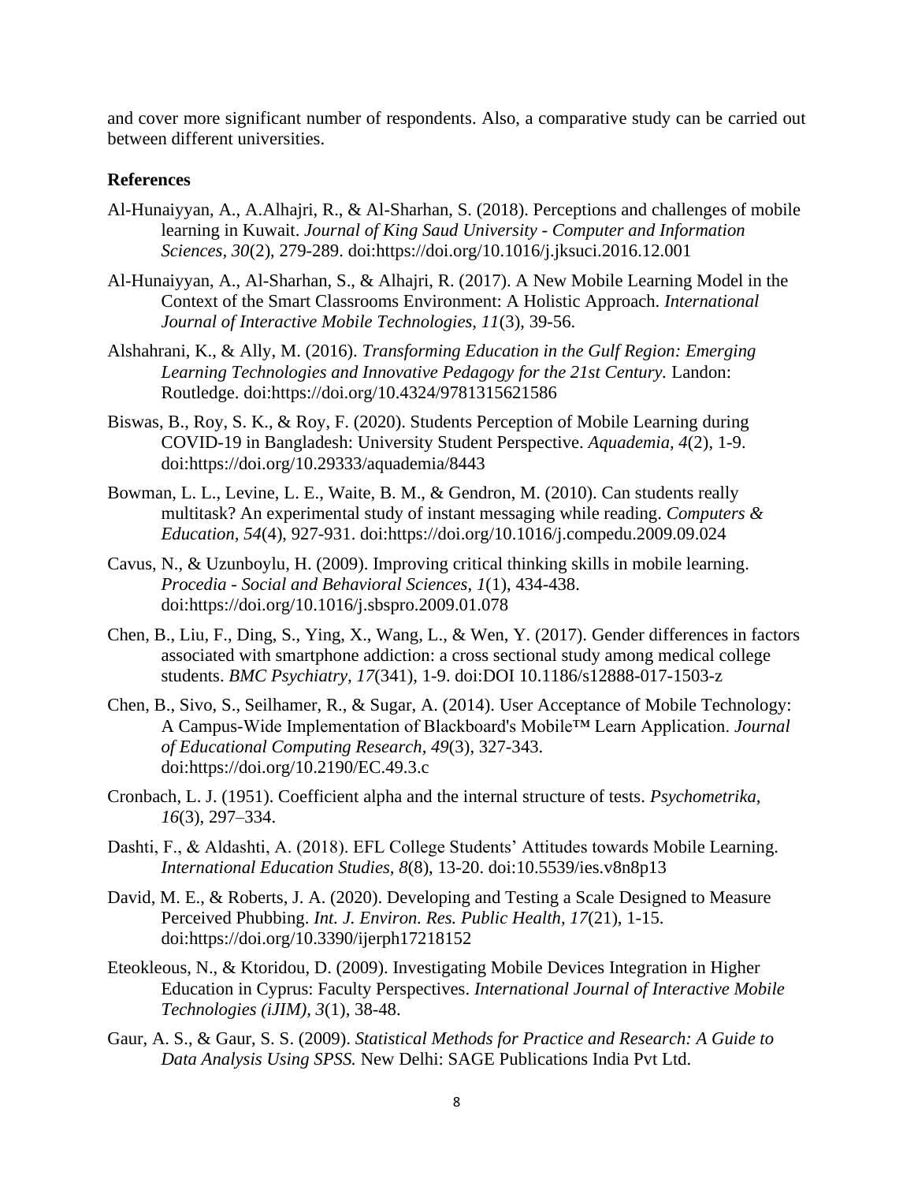and cover more significant number of respondents. Also, a comparative study can be carried out between different universities.

## References

Al-Hunaiyyan, A., A.Alhajri, R., & Al-Sharhan, S. (2018). Perceptions and challenges of mobile learning in Kuwait. *Journal of King Saud University - Computer and Information Sciences, 30*(2), 279-289. doi:https://doi.org/10.1016/j.jksuci.2016.12.001

Al-Hunaiyyan, A., Al-Sharhan, S., & Alhajri, R. (2017). A New Mobile Learning Model in the Context of the Smart Classrooms Environment: A Holistic Approach. *International Journal of Interactive Mobile Technologies, 11*(3), 39-56.

Alshahrani, K., & Ally, M. (2016). *Transforming Education in the Gulf Region: Emerging Learning Technologies and Innovative Pedagogy for the 21st Century.* Landon: Routledge. doi:https://doi.org/10.4324/9781315621586

Biswas, B., Roy, S. K., & Roy, F. (2020). Students Perception of Mobile Learning during COVID-19 in Bangladesh: University Student Perspective. *Aquademia, 4*(2), 1-9. doi:https://doi.org/10.29333/aquademia/8443

Bowman, L. L., Levine, L. E., Waite, B. M., & Gendron, M. (2010). Can students really multitask? An experimental study of instant messaging while reading. *Computers & Education, 54*(4), 927-931. doi:https://doi.org/10.1016/j.compedu.2009.09.024

Cavus, N., & Uzunboylu, H. (2009). Improving critical thinking skills in mobile learning. *Procedia - Social and Behavioral Sciences, 1*(1), 434-438. doi:https://doi.org/10.1016/j.sbspro.2009.01.078

Chen, B., Liu, F., Ding, S., Ying, X., Wang, L., & Wen, Y. (2017). Gender differences in factors associated with smartphone addiction: a cross sectional study among medical college students. *BMC Psychiatry, 17*(341), 1-9. doi:DOI 10.1186/s12888-017-1503-z

Chen, B., Sivo, S., Seilhamer, R., & Sugar, A. (2014). User Acceptance of Mobile Technology: A Campus-Wide Implementation of Blackboard's Mobile™ Learn Application. *Journal of Educational Computing Research, 49*(3), 327-343. doi:https://doi.org/10.2190/EC.49.3.c

Cronbach, L. J. (1951). Coefficient alpha and the internal structure of tests. *Psychometrika, 16*(3), 297–334.

Dashti, F., & Aldashti, A. (2018). EFL College Students' Attitudes towards Mobile Learning. *International Education Studies, 8*(8), 13-20. doi:10.5539/ies.v8n8p13

David, M. E., & Roberts, J. A. (2020). Developing and Testing a Scale Designed to Measure Perceived Phubbing. *Int. J. Environ. Res. Public Health, 17*(21), 1-15. doi:https://doi.org/10.3390/ijerph17218152

Eteokleous, N., & Ktoridou, D. (2009). Investigating Mobile Devices Integration in Higher Education in Cyprus: Faculty Perspectives. *International Journal of Interactive Mobile Technologies (iJIM), 3*(1), 38-48.

Gaur, A. S., & Gaur, S. S. (2009). *Statistical Methods for Practice and Research: A Guide to Data Analysis Using SPSS.* New Delhi: SAGE Publications India Pvt Ltd.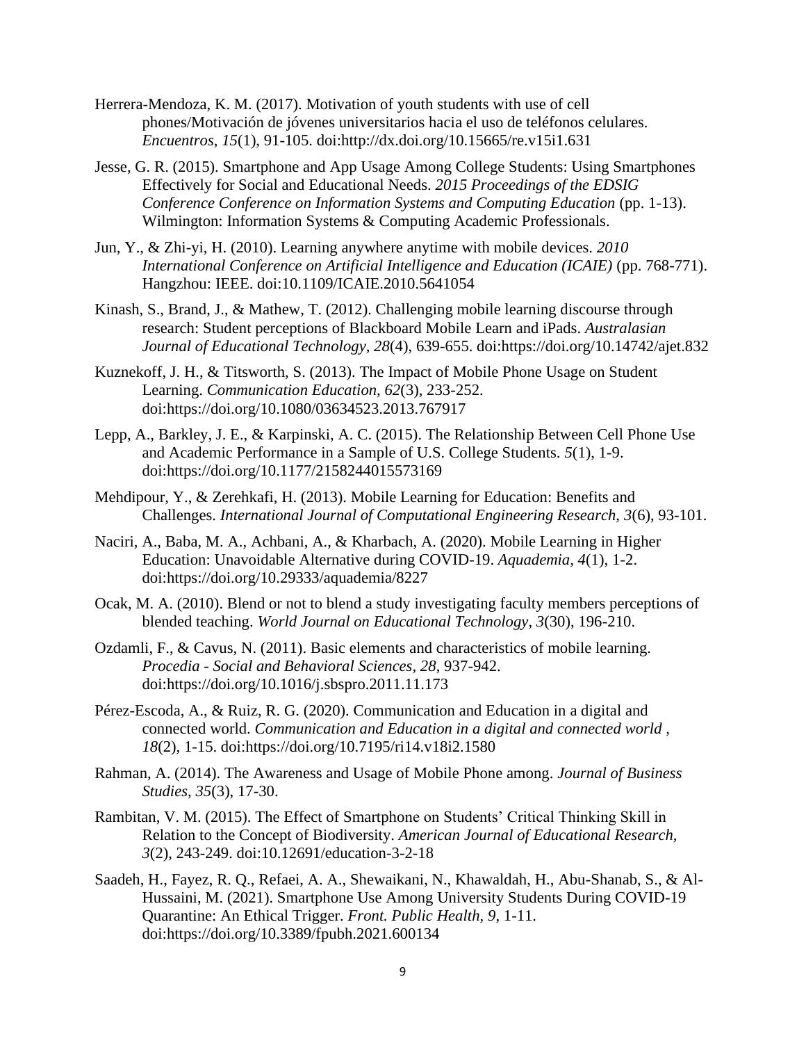Herrera-Mendoza, K. M. (2017). Motivation of youth students with use of cell phones/Motivación de jóvenes universitarios hacia el uso de teléfonos celulares. *Encuentros, 15*(1), 91-105. doi:http://dx.doi.org/10.15665/re.v15i1.631

Jesse, G. R. (2015). Smartphone and App Usage Among College Students: Using Smartphones Effectively for Social and Educational Needs. *2015 Proceedings of the EDSIG Conference Conference on Information Systems and Computing Education* (pp. 1-13). Wilmington: Information Systems & Computing Academic Professionals.

Jun, Y., & Zhi-yi, H. (2010). Learning anywhere anytime with mobile devices. *2010 International Conference on Artificial Intelligence and Education (ICAIE)* (pp. 768-771). Hangzhou: IEEE. doi:10.1109/ICAIE.2010.5641054

Kinash, S., Brand, J., & Mathew, T. (2012). Challenging mobile learning discourse through research: Student perceptions of Blackboard Mobile Learn and iPads. *Australasian Journal of Educational Technology, 28*(4), 639-655. doi:https://doi.org/10.14742/ajet.832

Kuznekoff, J. H., & Titsworth, S. (2013). The Impact of Mobile Phone Usage on Student Learning. *Communication Education, 62*(3), 233-252. doi:https://doi.org/10.1080/03634523.2013.767917

Lepp, A., Barkley, J. E., & Karpinski, A. C. (2015). The Relationship Between Cell Phone Use and Academic Performance in a Sample of U.S. College Students. *5*(1), 1-9. doi:https://doi.org/10.1177/2158244015573169

Mehdipour, Y., & Zerehkafi, H. (2013). Mobile Learning for Education: Benefits and Challenges. *International Journal of Computational Engineering Research, 3*(6), 93-101.

Naciri, A., Baba, M. A., Achbani, A., & Kharbach, A. (2020). Mobile Learning in Higher Education: Unavoidable Alternative during COVID-19. *Aquademia, 4*(1), 1-2. doi:https://doi.org/10.29333/aquademia/8227

Ocak, M. A. (2010). Blend or not to blend a study investigating faculty members perceptions of blended teaching. *World Journal on Educational Technology, 3*(30), 196-210.

Ozdamli, F., & Cavus, N. (2011). Basic elements and characteristics of mobile learning. *Procedia - Social and Behavioral Sciences, 28*, 937-942. doi:https://doi.org/10.1016/j.sbspro.2011.11.173

Pérez-Escoda, A., & Ruiz, R. G. (2020). Communication and Education in a digital and connected world. *Communication and Education in a digital and connected world , 18*(2), 1-15. doi:https://doi.org/10.7195/ri14.v18i2.1580

Rahman, A. (2014). The Awareness and Usage of Mobile Phone among. *Journal of Business Studies, 35*(3), 17-30.

Rambitan, V. M. (2015). The Effect of Smartphone on Students' Critical Thinking Skill in Relation to the Concept of Biodiversity. *American Journal of Educational Research, 3*(2), 243-249. doi:10.12691/education-3-2-18

Saadeh, H., Fayez, R. Q., Refaei, A. A., Shewaikani, N., Khawaldah, H., Abu-Shanab, S., & Al-Hussaini, M. (2021). Smartphone Use Among University Students During COVID-19 Quarantine: An Ethical Trigger. *Front. Public Health, 9*, 1-11. doi:https://doi.org/10.3389/fpubh.2021.600134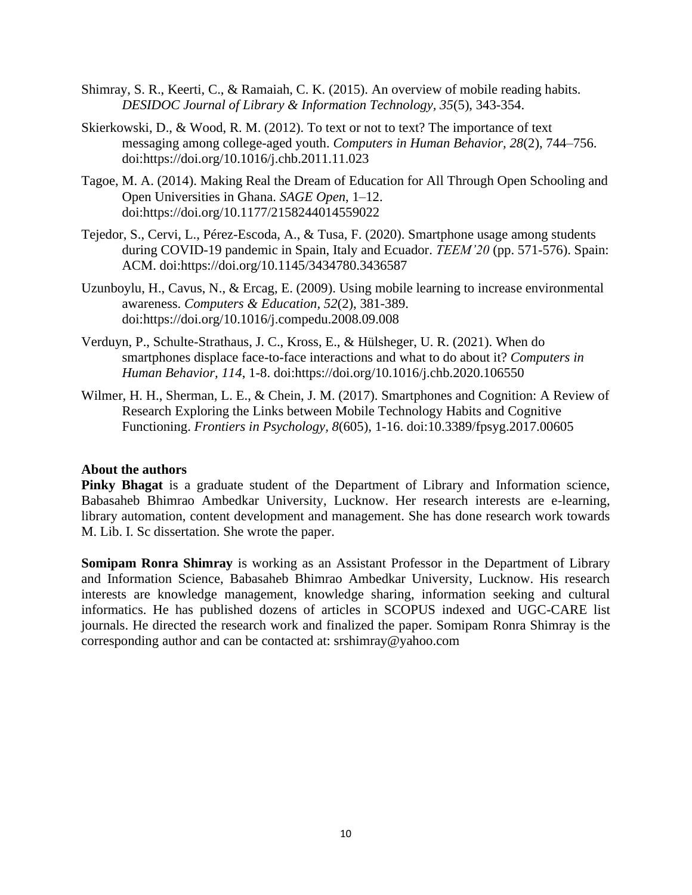Shimray, S. R., Keerti, C., & Ramaiah, C. K. (2015). An overview of mobile reading habits. *DESIDOC Journal of Library & Information Technology, 35*(5), 343-354.

Skierkowski, D., & Wood, R. M. (2012). To text or not to text? The importance of text messaging among college-aged youth. *Computers in Human Behavior, 28*(2), 744–756. doi:https://doi.org/10.1016/j.chb.2011.11.023

Tagoe, M. A. (2014). Making Real the Dream of Education for All Through Open Schooling and Open Universities in Ghana. *SAGE Open*, 1–12. doi:https://doi.org/10.1177/2158244014559022

Tejedor, S., Cervi, L., Pérez-Escoda, A., & Tusa, F. (2020). Smartphone usage among students during COVID-19 pandemic in Spain, Italy and Ecuador. *TEEM'20* (pp. 571-576). Spain: ACM. doi:https://doi.org/10.1145/3434780.3436587

Uzunboylu, H., Cavus, N., & Ercag, E. (2009). Using mobile learning to increase environmental awareness. *Computers & Education, 52*(2), 381-389. doi:https://doi.org/10.1016/j.compedu.2008.09.008

Verduyn, P., Schulte-Strathaus, J. C., Kross, E., & Hülsheger, U. R. (2021). When do smartphones displace face-to-face interactions and what to do about it? *Computers in Human Behavior, 114*, 1-8. doi:https://doi.org/10.1016/j.chb.2020.106550

Wilmer, H. H., Sherman, L. E., & Chein, J. M. (2017). Smartphones and Cognition: A Review of Research Exploring the Links between Mobile Technology Habits and Cognitive Functioning. *Frontiers in Psychology, 8*(605), 1-16. doi:10.3389/fpsyg.2017.00605

**About the authors**

**Pinky Bhagat** is a graduate student of the Department of Library and Information science, Babasaheb Bhimrao Ambedkar University, Lucknow. Her research interests are e-learning, library automation, content development and management. She has done research work towards M. Lib. I. Sc dissertation. She wrote the paper.

**Somipam Ronra Shimray** is working as an Assistant Professor in the Department of Library and Information Science, Babasaheb Bhimrao Ambedkar University, Lucknow. His research interests are knowledge management, knowledge sharing, information seeking and cultural informatics. He has published dozens of articles in SCOPUS indexed and UGC-CARE list journals. He directed the research work and finalized the paper. Somipam Ronra Shimray is the corresponding author and can be contacted at: srshimray@yahoo.com